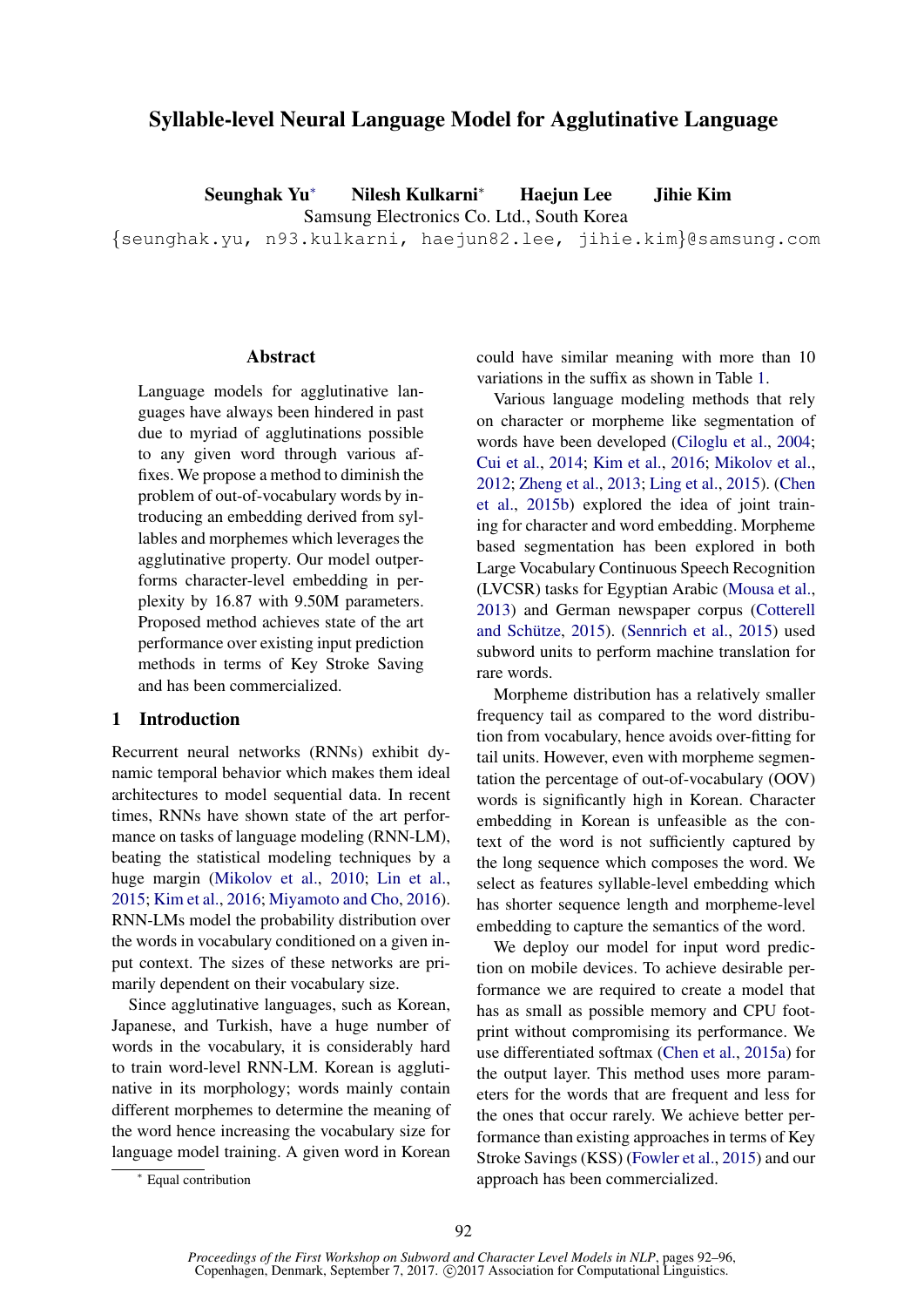# Syllable-level Neural Language Model for Agglutinative Language

**Seunghak Yu**[*] **Nilesh Kulkarni**[*] **Haejun Lee** **Jihie Kim**

Samsung Electronics Co. Ltd., South Korea

{seunghak.yu, n93.kulkarni, haejun82.lee, jihie.kim}@samsung.com

## Abstract

Language models for agglutinative languages have always been hindered in past due to myriad of agglutinations possible to any given word through various affixes. We propose a method to diminish the problem of out-of-vocabulary words by introducing an embedding derived from syllables and morphemes which leverages the agglutinative property. Our model outperforms character-level embedding in perplexity by 16.87 with 9.50M parameters. Proposed method achieves state of the art performance over existing input prediction methods in terms of Key Stroke Saving and has been commercialized.

## 1 Introduction

Recurrent neural networks (RNNs) exhibit dynamic temporal behavior which makes them ideal architectures to model sequential data. In recent times, RNNs have shown state of the art performance on tasks of language modeling (RNN-LM), beating the statistical modeling techniques by a huge margin (Mikolov et al., 2010; Lin et al., 2015; Kim et al., 2016; Miyamoto and Cho, 2016). RNN-LMs model the probability distribution over the words in vocabulary conditioned on a given input context. The sizes of these networks are primarily dependent on their vocabulary size.

Since agglutinative languages, such as Korean, Japanese, and Turkish, have a huge number of words in the vocabulary, it is considerably hard to train word-level RNN-LM. Korean is agglutinative in its morphology; words mainly contain different morphemes to determine the meaning of the word hence increasing the vocabulary size for language model training. A given word in Korean could have similar meaning with more than 10 variations in the suffix as shown in Table 1.

Various language modeling methods that rely on character or morpheme like segmentation of words have been developed (Ciloglu et al., 2004; Cui et al., 2014; Kim et al., 2016; Mikolov et al., 2012; Zheng et al., 2013; Ling et al., 2015). (Chen et al., 2015b) explored the idea of joint training for character and word embedding. Morpheme based segmentation has been explored in both Large Vocabulary Continuous Speech Recognition (LVCSR) tasks for Egyptian Arabic (Mousa et al., 2013) and German newspaper corpus (Cotterell and Schütze, 2015). (Sennrich et al., 2015) used subword units to perform machine translation for rare words.

Morpheme distribution has a relatively smaller frequency tail as compared to the word distribution from vocabulary, hence avoids over-fitting for tail units. However, even with morpheme segmentation the percentage of out-of-vocabulary (OOV) words is significantly high in Korean. Character embedding in Korean is unfeasible as the context of the word is not sufficiently captured by the long sequence which composes the word. We select as features syllable-level embedding which has shorter sequence length and morpheme-level embedding to capture the semantics of the word.

We deploy our model for input word prediction on mobile devices. To achieve desirable performance we are required to create a model that has as small as possible memory and CPU footprint without compromising its performance. We use differentiated softmax (Chen et al., 2015a) for the output layer. This method uses more parameters for the words that are frequent and less for the ones that occur rarely. We achieve better performance than existing approaches in terms of Key Stroke Savings (KSS) (Fowler et al., 2015) and our approach has been commercialized.

[*] Equal contribution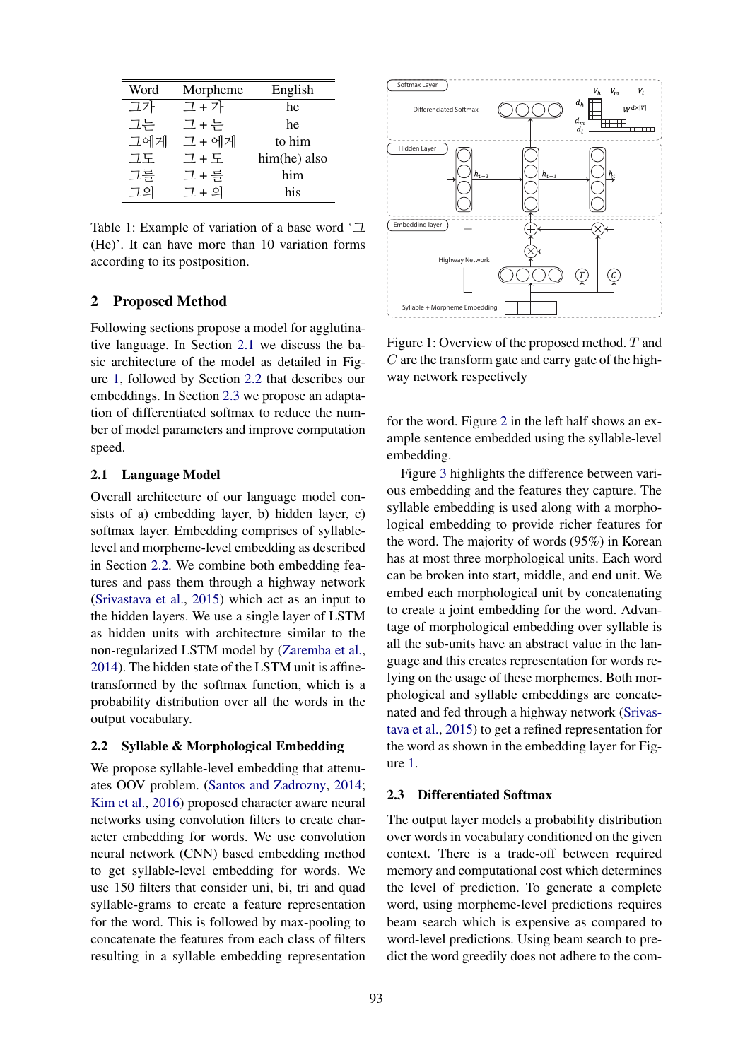| Word | Morpheme | English |
|---|---|---|
| 그가 | 그 + 가 | he |
| 그는 | 그 + 는 | he |
| 그에게 | 그 + 에게 | to him |
| 그도 | 그 + 도 | him(he) also |
| 그를 | 그 + 를 | him |
| 그의 | 그 + 의 | his |

Table 1: Example of variation of a base word '그 (He)'. It can have more than 10 variation forms according to its postposition.

## 2 Proposed Method

Following sections propose a model for agglutinative language. In Section 2.1 we discuss the basic architecture of the model as detailed in Figure 1, followed by Section 2.2 that describes our embeddings. In Section 2.3 we propose an adaptation of differentiated softmax to reduce the number of model parameters and improve computation speed.

### 2.1 Language Model

Overall architecture of our language model consists of a) embedding layer, b) hidden layer, c) softmax layer. Embedding comprises of syllable-level and morpheme-level embedding as described in Section 2.2. We combine both embedding features and pass them through a highway network (Srivastava et al., 2015) which act as an input to the hidden layers. We use a single layer of LSTM as hidden units with architecture similar to the non-regularized LSTM model by (Zaremba et al., 2014). The hidden state of the LSTM unit is affine-transformed by the softmax function, which is a probability distribution over all the words in the output vocabulary.

### 2.2 Syllable & Morphological Embedding

We propose syllable-level embedding that attenuates OOV problem. (Santos and Zadrozny, 2014; Kim et al., 2016) proposed character aware neural networks using convolution filters to create character embedding for words. We use convolution neural network (CNN) based embedding method to get syllable-level embedding for words. We use 150 filters that consider uni, bi, tri and quad syllable-grams to create a feature representation for the word. This is followed by max-pooling to concatenate the features from each class of filters resulting in a syllable embedding representation for the word. Figure 2 in the left half shows an example sentence embedded using the syllable-level embedding.

Figure 1: Overview of the proposed method. $T$ and $C$ are the transform gate and carry gate of the highway network respectively

Figure 3 highlights the difference between various embedding and the features they capture. The syllable embedding is used along with a morphological embedding to provide richer features for the word. The majority of words (95%) in Korean has at most three morphological units. Each word can be broken into start, middle, and end unit. We embed each morphological unit by concatenating to create a joint embedding for the word. Advantage of morphological embedding over syllable is all the sub-units have an abstract value in the language and this creates representation for words relying on the usage of these morphemes. Both morphological and syllable embeddings are concatenated and fed through a highway network (Srivastava et al., 2015) to get a refined representation for the word as shown in the embedding layer for Figure 1.

### 2.3 Differentiated Softmax

The output layer models a probability distribution over words in vocabulary conditioned on the given context. There is a trade-off between required memory and computational cost which determines the level of prediction. To generate a complete word, using morpheme-level predictions requires beam search which is expensive as compared to word-level predictions. Using beam search to predict the word greedily does not adhere to the com-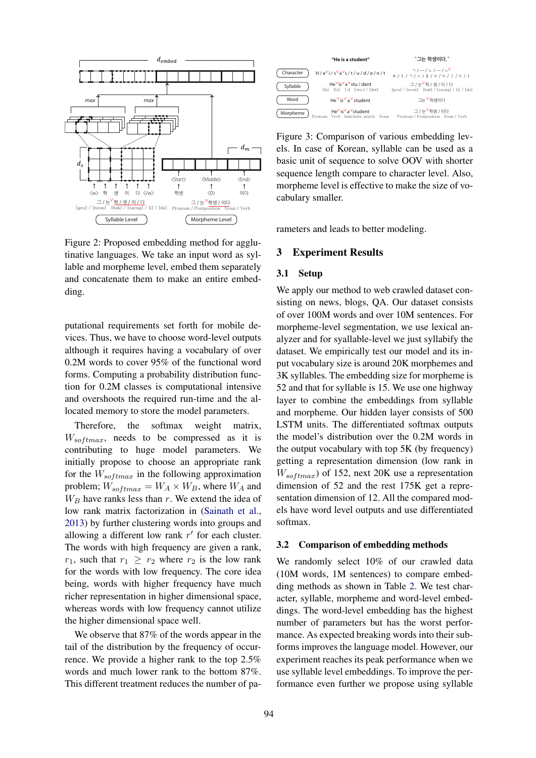Figure 2: Proposed embedding method for agglutinative languages. We take an input word as syllable and morpheme level, embed them separately and concatenate them to make an entire embedding.

Figure 3: Comparison of various embedding levels. In case of Korean, syllable can be used as a basic unit of sequence to solve OOV with shorter sequence length compare to character level. Also, morpheme level is effective to make the size of vocabulary smaller.

putational requirements set forth for mobile devices. Thus, we have to choose word-level outputs although it requires having a vocabulary of over 0.2M words to cover 95% of the functional word forms. Computing a probability distribution function for 0.2M classes is computational intensive and overshoots the required run-time and the allocated memory to store the model parameters.

Therefore, the softmax weight matrix, $W_{softmax}$, needs to be compressed as it is contributing to huge model parameters. We initially propose to choose an appropriate rank for the $W_{softmax}$ in the following approximation problem; $W_{softmax} = W_A \times W_B$, where $W_A$ and $W_B$ have ranks less than $r$. We extend the idea of low rank matrix factorization in (Sainath et al., 2013) by further clustering words into groups and allowing a different low rank $r'$ for each cluster. The words with high frequency are given a rank, $r_1$, such that $r_1 \geq r_2$ where $r_2$ is the low rank for the words with low frequency. The core idea being, words with higher frequency have much richer representation in higher dimensional space, whereas words with low frequency cannot utilize the higher dimensional space well.

We observe that 87% of the words appear in the tail of the distribution by the frequency of occurrence. We provide a higher rank to the top 2.5% words and much lower rank to the bottom 87%. This different treatment reduces the number of parameters and leads to better modeling.

## 3 Experiment Results

### 3.1 Setup

We apply our method to web crawled dataset consisting on news, blogs, QA. Our dataset consists of over 100M words and over 10M sentences. For morpheme-level segmentation, we use lexical analyzer and for syallable-level we just syllabify the dataset. We empirically test our model and its input vocabulary size is around 20K morphemes and 3K syllables. The embedding size for morpheme is 52 and that for syllable is 15. We use one highway layer to combine the embeddings from syllable and morpheme. Our hidden layer consists of 500 LSTM units. The differentiated softmax outputs the model's distribution over the 0.2M words in the output vocabulary with top 5K (by frequency) getting a representation dimension (low rank in $W_{softmax}$) of 152, next 20K use a representation dimension of 52 and the rest 175K get a representation dimension of 12. All the compared models have word level outputs and use differentiated softmax.

### 3.2 Comparison of embedding methods

We randomly select 10% of our crawled data (10M words, 1M sentences) to compare embedding methods as shown in Table 2. We test character, syllable, morpheme and word-level embeddings. The word-level embedding has the highest number of parameters but has the worst performance. As expected breaking words into their subforms improves the language model. However, our experiment reaches its peak performance when we use syllable level embeddings. To improve the performance even further we propose using syllable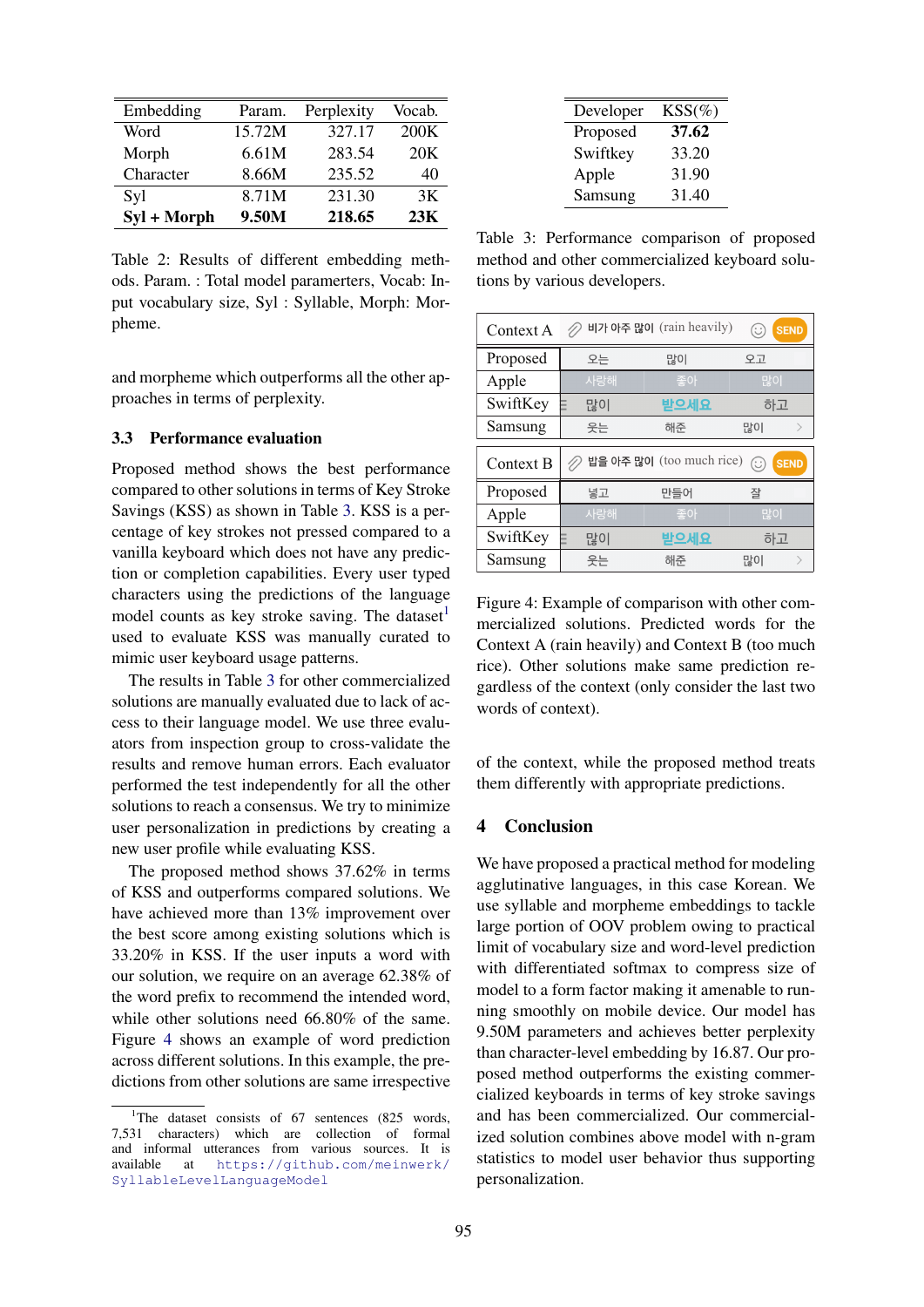| Embedding | Param. | Perplexity | Vocab. |
|---|---|---|---|
| Word | 15.72M | 327.17 | 200K |
| Morph | 6.61M | 283.54 | 20K |
| Character | 8.66M | 235.52 | 40 |
| Syl | 8.71M | 231.30 | 3K |
| **Syl + Morph** | **9.50M** | **218.65** | **23K** |

Table 2: Results of different embedding methods. Param. : Total model paramerters, Vocab: Input vocabulary size, Syl : Syllable, Morph: Morpheme.

and morpheme which outperforms all the other approaches in terms of perplexity.

### 3.3 Performance evaluation

Proposed method shows the best performance compared to other solutions in terms of Key Stroke Savings (KSS) as shown in Table 3. KSS is a percentage of key strokes not pressed compared to a vanilla keyboard which does not have any prediction or completion capabilities. Every user typed characters using the predictions of the language model counts as key stroke saving. The dataset[1] used to evaluate KSS was manually curated to mimic user keyboard usage patterns.

The results in Table 3 for other commercialized solutions are manually evaluated due to lack of access to their language model. We use three evaluators from inspection group to cross-validate the results and remove human errors. Each evaluator performed the test independently for all the other solutions to reach a consensus. We try to minimize user personalization in predictions by creating a new user profile while evaluating KSS.

The proposed method shows 37.62% in terms of KSS and outperforms compared solutions. We have achieved more than 13% improvement over the best score among existing solutions which is 33.20% in KSS. If the user inputs a word with our solution, we require on an average 62.38% of the word prefix to recommend the intended word, while other solutions need 66.80% of the same. Figure 4 shows an example of word prediction across different solutions. In this example, the predictions from other solutions are same irrespective of the context, while the proposed method treats them differently with appropriate predictions.

[1]The dataset consists of 67 sentences (825 words, 7,531 characters) which are collection of formal and informal utterances from various sources. It is available at https://github.com/meinwerk/SyllableLevelLanguageModel

| Developer | KSS(%) |
|---|---|
| Proposed | **37.62** |
| Swiftkey | 33.20 |
| Apple | 31.90 |
| Samsung | 31.40 |

Table 3: Performance comparison of proposed method and other commercialized keyboard solutions by various developers.

| Context A | 비가 아주 많이 (rain heavily) | | |
|---|---|---|---|
| Proposed | 오는 | 많이 | 오고 |
| Apple | 사랑해 | 좋아 | 많이 |
| SwiftKey | 많이 | 받으세요 | 하고 |
| Samsung | 웃는 | 해준 | 많이 |

| Context B | 밥을 아주 많이 (too much rice) | | |
|---|---|---|---|
| Proposed | 넣고 | 만들어 | 잘 |
| Apple | 사랑해 | 좋아 | 많이 |
| SwiftKey | 많이 | 받으세요 | 하고 |
| Samsung | 웃는 | 해준 | 많이 |

Figure 4: Example of comparison with other commercialized solutions. Predicted words for the Context A (rain heavily) and Context B (too much rice). Other solutions make same prediction regardless of the context (only consider the last two words of context).

## 4 Conclusion

We have proposed a practical method for modeling agglutinative languages, in this case Korean. We use syllable and morpheme embeddings to tackle large portion of OOV problem owing to practical limit of vocabulary size and word-level prediction with differentiated softmax to compress size of model to a form factor making it amenable to running smoothly on mobile device. Our model has 9.50M parameters and achieves better perplexity than character-level embedding by 16.87. Our proposed method outperforms the existing commercialized keyboards in terms of key stroke savings and has been commercialized. Our commercialized solution combines above model with n-gram statistics to model user behavior thus supporting personalization.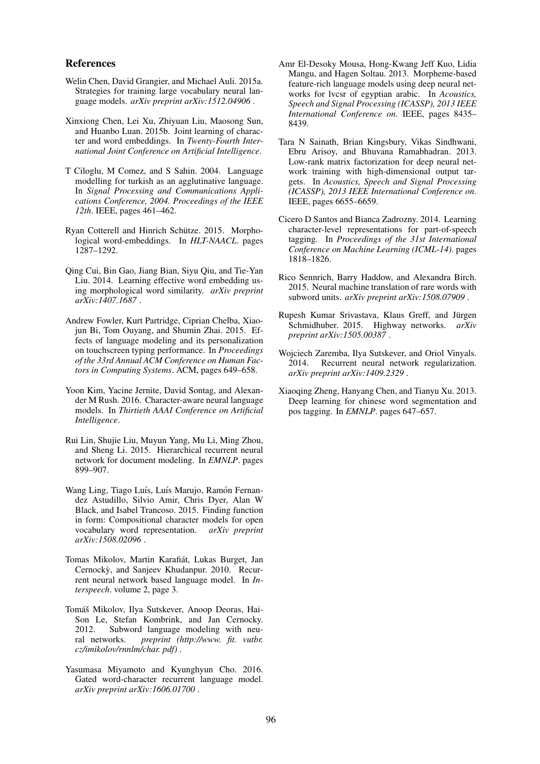## References

Welin Chen, David Grangier, and Michael Auli. 2015a. Strategies for training large vocabulary neural language models. *arXiv preprint arXiv:1512.04906* .

Xinxiong Chen, Lei Xu, Zhiyuan Liu, Maosong Sun, and Huanbo Luan. 2015b. Joint learning of character and word embeddings. In *Twenty-Fourth International Joint Conference on Artificial Intelligence*.

T Ciloglu, M Comez, and S Sahin. 2004. Language modelling for turkish as an agglutinative language. In *Signal Processing and Communications Applications Conference, 2004. Proceedings of the IEEE 12th*. IEEE, pages 461–462.

Ryan Cotterell and Hinrich Schütze. 2015. Morphological word-embeddings. In *HLT-NAACL*. pages 1287–1292.

Qing Cui, Bin Gao, Jiang Bian, Siyu Qiu, and Tie-Yan Liu. 2014. Learning effective word embedding using morphological word similarity. *arXiv preprint arXiv:1407.1687* .

Andrew Fowler, Kurt Partridge, Ciprian Chelba, Xiaojun Bi, Tom Ouyang, and Shumin Zhai. 2015. Effects of language modeling and its personalization on touchscreen typing performance. In *Proceedings of the 33rd Annual ACM Conference on Human Factors in Computing Systems*. ACM, pages 649–658.

Yoon Kim, Yacine Jernite, David Sontag, and Alexander M Rush. 2016. Character-aware neural language models. In *Thirtieth AAAI Conference on Artificial Intelligence*.

Rui Lin, Shujie Liu, Muyun Yang, Mu Li, Ming Zhou, and Sheng Li. 2015. Hierarchical recurrent neural network for document modeling. In *EMNLP*. pages 899–907.

Wang Ling, Tiago Luís, Luís Marujo, Ramón Fernandez Astudillo, Silvio Amir, Chris Dyer, Alan W Black, and Isabel Trancoso. 2015. Finding function in form: Compositional character models for open vocabulary word representation. *arXiv preprint arXiv:1508.02096* .

Tomas Mikolov, Martin Karafiát, Lukas Burget, Jan Cernockỳ, and Sanjeev Khudanpur. 2010. Recurrent neural network based language model. In *Interspeech*. volume 2, page 3.

Tomáš Mikolov, Ilya Sutskever, Anoop Deoras, Hai-Son Le, Stefan Kombrink, and Jan Cernocky. 2012. Subword language modeling with neural networks. *preprint (http://www. fit. vutbr. cz/imikolov/rnnlm/char. pdf)* .

Yasumasa Miyamoto and Kyunghyun Cho. 2016. Gated word-character recurrent language model. *arXiv preprint arXiv:1606.01700* .

Amr El-Desoky Mousa, Hong-Kwang Jeff Kuo, Lidia Mangu, and Hagen Soltau. 2013. Morpheme-based feature-rich language models using deep neural networks for lvcsr of egyptian arabic. In *Acoustics, Speech and Signal Processing (ICASSP), 2013 IEEE International Conference on*. IEEE, pages 8435–8439.

Tara N Sainath, Brian Kingsbury, Vikas Sindhwani, Ebru Arisoy, and Bhuvana Ramabhadran. 2013. Low-rank matrix factorization for deep neural network training with high-dimensional output targets. In *Acoustics, Speech and Signal Processing (ICASSP), 2013 IEEE International Conference on*. IEEE, pages 6655–6659.

Cicero D Santos and Bianca Zadrozny. 2014. Learning character-level representations for part-of-speech tagging. In *Proceedings of the 31st International Conference on Machine Learning (ICML-14)*. pages 1818–1826.

Rico Sennrich, Barry Haddow, and Alexandra Birch. 2015. Neural machine translation of rare words with subword units. *arXiv preprint arXiv:1508.07909* .

Rupesh Kumar Srivastava, Klaus Greff, and Jürgen Schmidhuber. 2015. Highway networks. *arXiv preprint arXiv:1505.00387* .

Wojciech Zaremba, Ilya Sutskever, and Oriol Vinyals. 2014. Recurrent neural network regularization. *arXiv preprint arXiv:1409.2329* .

Xiaoqing Zheng, Hanyang Chen, and Tianyu Xu. 2013. Deep learning for chinese word segmentation and pos tagging. In *EMNLP*. pages 647–657.